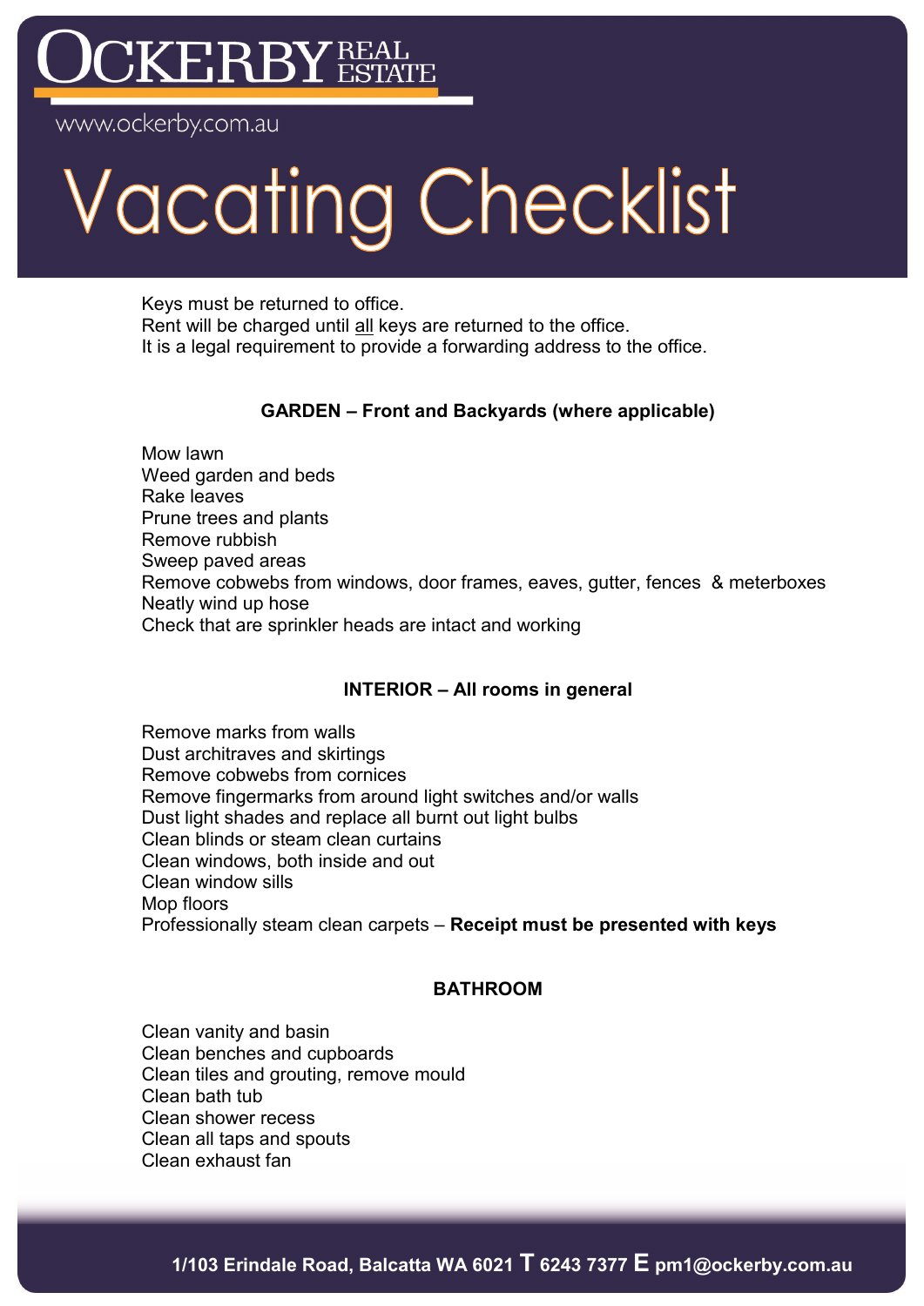OCKERBY REAL ESTATE

www.ockerby.com.au

# Vacating Checklist

Keys must be returned to office.
Rent will be charged until all keys are returned to the office.
It is a legal requirement to provide a forwarding address to the office.

### GARDEN – Front and Backyards (where applicable)

Mow lawn
Weed garden and beds
Rake leaves
Prune trees and plants
Remove rubbish
Sweep paved areas
Remove cobwebs from windows, door frames, eaves, gutter, fences & meterboxes
Neatly wind up hose
Check that are sprinkler heads are intact and working

### INTERIOR – All rooms in general

Remove marks from walls
Dust architraves and skirtings
Remove cobwebs from cornices
Remove fingermarks from around light switches and/or walls
Dust light shades and replace all burnt out light bulbs
Clean blinds or steam clean curtains
Clean windows, both inside and out
Clean window sills
Mop floors
Professionally steam clean carpets – **Receipt must be presented with keys**

### BATHROOM

Clean vanity and basin
Clean benches and cupboards
Clean tiles and grouting, remove mould
Clean bath tub
Clean shower recess
Clean all taps and spouts
Clean exhaust fan

**1/103 Erindale Road, Balcatta WA 6021 T 6243 7377 E pm1@ockerby.com.au**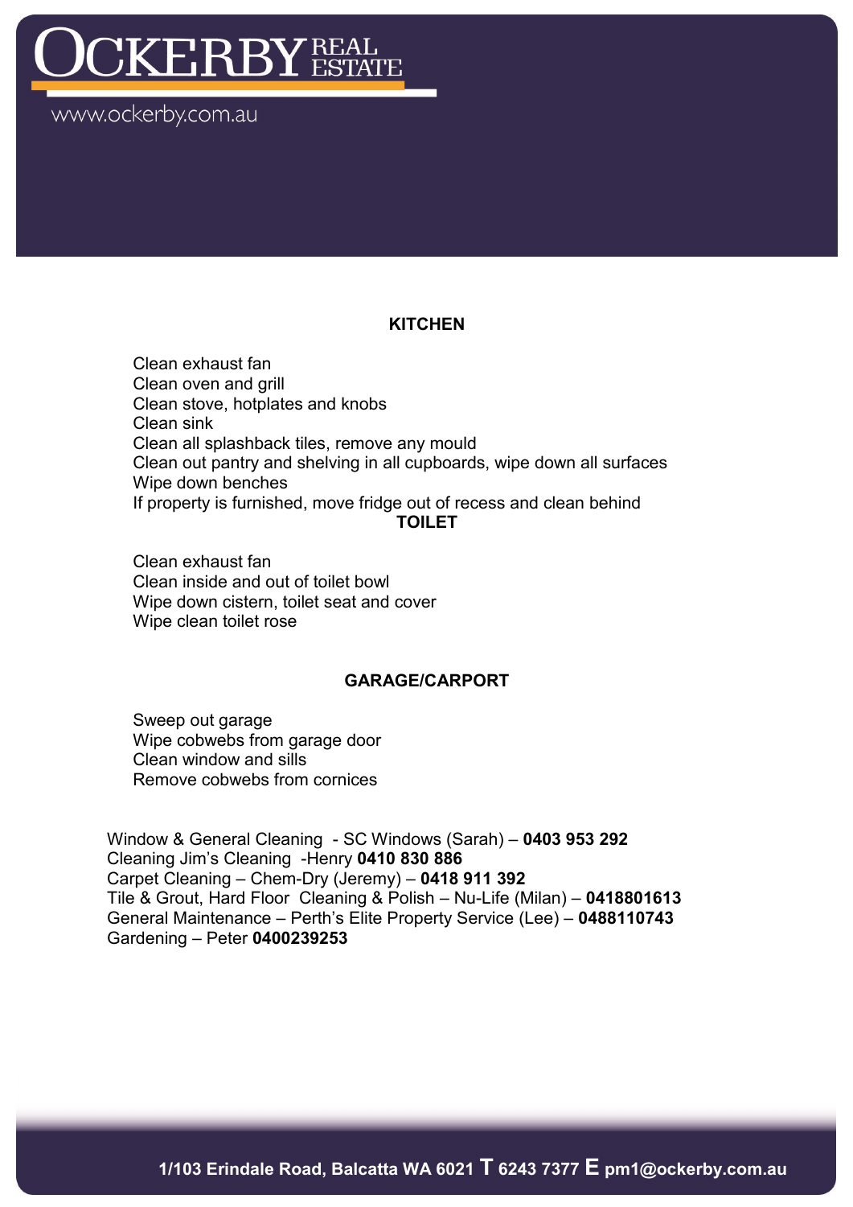## KITCHEN

- Clean exhaust fan
- Clean oven and grill
- Clean stove, hotplates and knobs
- Clean sink
- Clean all splashback tiles, remove any mould
- Clean out pantry and shelving in all cupboards, wipe down all surfaces
- Wipe down benches
- If property is furnished, move fridge out of recess and clean behind

## TOILET

- Clean exhaust fan
- Clean inside and out of toilet bowl
- Wipe down cistern, toilet seat and cover
- Wipe clean toilet rose

## GARAGE/CARPORT

- Sweep out garage
- Wipe cobwebs from garage door
- Clean window and sills
- Remove cobwebs from cornices

Window & General Cleaning - SC Windows (Sarah) – **0403 953 292**
Cleaning Jim's Cleaning -Henry **0410 830 886**
Carpet Cleaning – Chem-Dry (Jeremy) – **0418 911 392**
Tile & Grout, Hard Floor Cleaning & Polish – Nu-Life (Milan) – **0418801613**
General Maintenance – Perth's Elite Property Service (Lee) – **0488110743**
Gardening – Peter **0400239253**